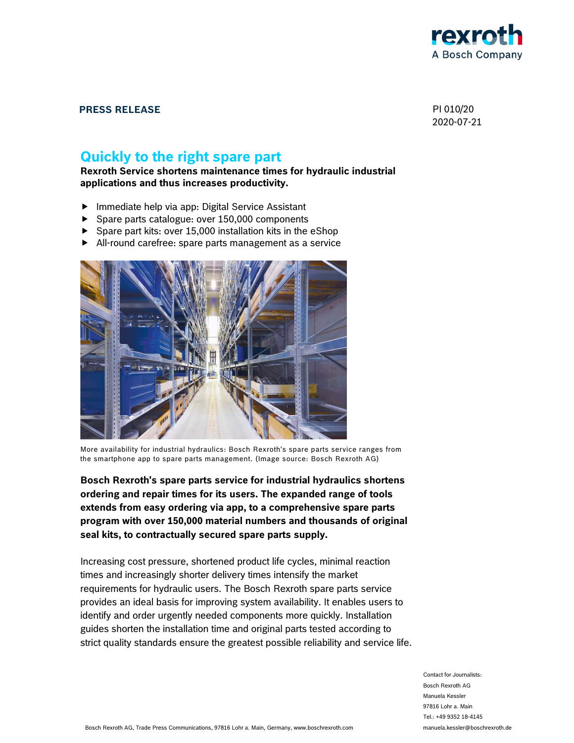**PRESS RELEASE**

PI 010/20
2020-07-21

# Quickly to the right spare part

**Rexroth Service shortens maintenance times for hydraulic industrial applications and thus increases productivity.**

- Immediate help via app: Digital Service Assistant
- Spare parts catalogue: over 150,000 components
- Spare part kits: over 15,000 installation kits in the eShop
- All-round carefree: spare parts management as a service

More availability for industrial hydraulics: Bosch Rexroth's spare parts service ranges from the smartphone app to spare parts management. (Image source: Bosch Rexroth AG)

**Bosch Rexroth's spare parts service for industrial hydraulics shortens ordering and repair times for its users. The expanded range of tools extends from easy ordering via app, to a comprehensive spare parts program with over 150,000 material numbers and thousands of original seal kits, to contractually secured spare parts supply.**

Increasing cost pressure, shortened product life cycles, minimal reaction times and increasingly shorter delivery times intensify the market requirements for hydraulic users. The Bosch Rexroth spare parts service provides an ideal basis for improving system availability. It enables users to identify and order urgently needed components more quickly. Installation guides shorten the installation time and original parts tested according to strict quality standards ensure the greatest possible reliability and service life.

Contact for Journalists:
Bosch Rexroth AG
Manuela Kessler
97816 Lohr a. Main
Tel.: +49 9352 18-4145
manuela.kessler@boschrexroth.de

Bosch Rexroth AG, Trade Press Communications, 97816 Lohr a. Main, Germany, www.boschrexroth.com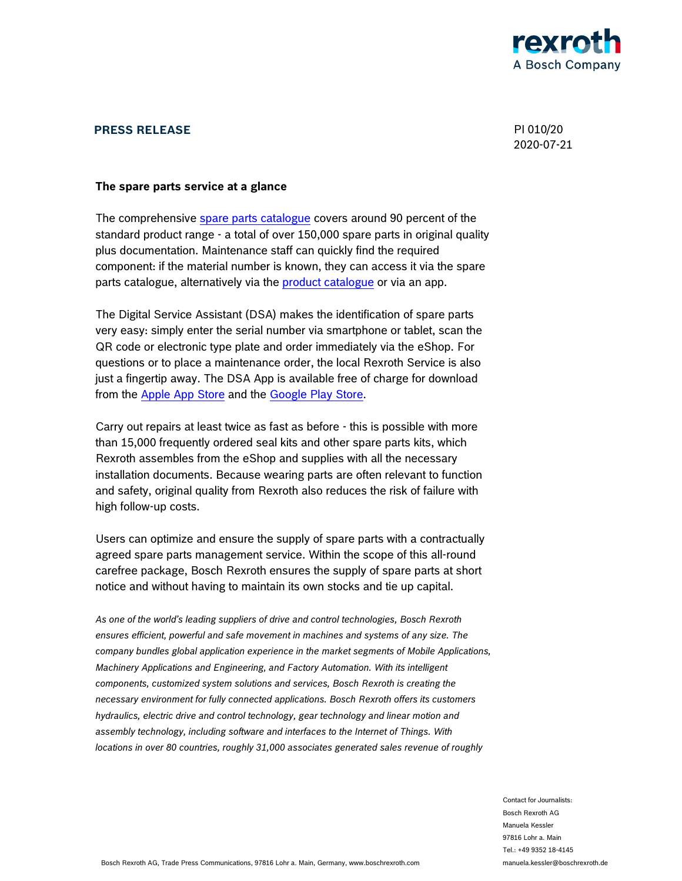**PRESS RELEASE**

PI 010/20
2020-07-21

**The spare parts service at a glance**

The comprehensive spare parts catalogue covers around 90 percent of the standard product range - a total of over 150,000 spare parts in original quality plus documentation. Maintenance staff can quickly find the required component: if the material number is known, they can access it via the spare parts catalogue, alternatively via the product catalogue or via an app.

The Digital Service Assistant (DSA) makes the identification of spare parts very easy: simply enter the serial number via smartphone or tablet, scan the QR code or electronic type plate and order immediately via the eShop. For questions or to place a maintenance order, the local Rexroth Service is also just a fingertip away. The DSA App is available free of charge for download from the Apple App Store and the Google Play Store.

Carry out repairs at least twice as fast as before - this is possible with more than 15,000 frequently ordered seal kits and other spare parts kits, which Rexroth assembles from the eShop and supplies with all the necessary installation documents. Because wearing parts are often relevant to function and safety, original quality from Rexroth also reduces the risk of failure with high follow-up costs.

Users can optimize and ensure the supply of spare parts with a contractually agreed spare parts management service. Within the scope of this all-round carefree package, Bosch Rexroth ensures the supply of spare parts at short notice and without having to maintain its own stocks and tie up capital.

*As one of the world's leading suppliers of drive and control technologies, Bosch Rexroth ensures efficient, powerful and safe movement in machines and systems of any size. The company bundles global application experience in the market segments of Mobile Applications, Machinery Applications and Engineering, and Factory Automation. With its intelligent components, customized system solutions and services, Bosch Rexroth is creating the necessary environment for fully connected applications. Bosch Rexroth offers its customers hydraulics, electric drive and control technology, gear technology and linear motion and assembly technology, including software and interfaces to the Internet of Things. With locations in over 80 countries, roughly 31,000 associates generated sales revenue of roughly*

Contact for Journalists:
Bosch Rexroth AG
Manuela Kessler
97816 Lohr a. Main
Tel.: +49 9352 18-4145
manuela.kessler@boschrexroth.de

Bosch Rexroth AG, Trade Press Communications, 97816 Lohr a. Main, Germany, www.boschrexroth.com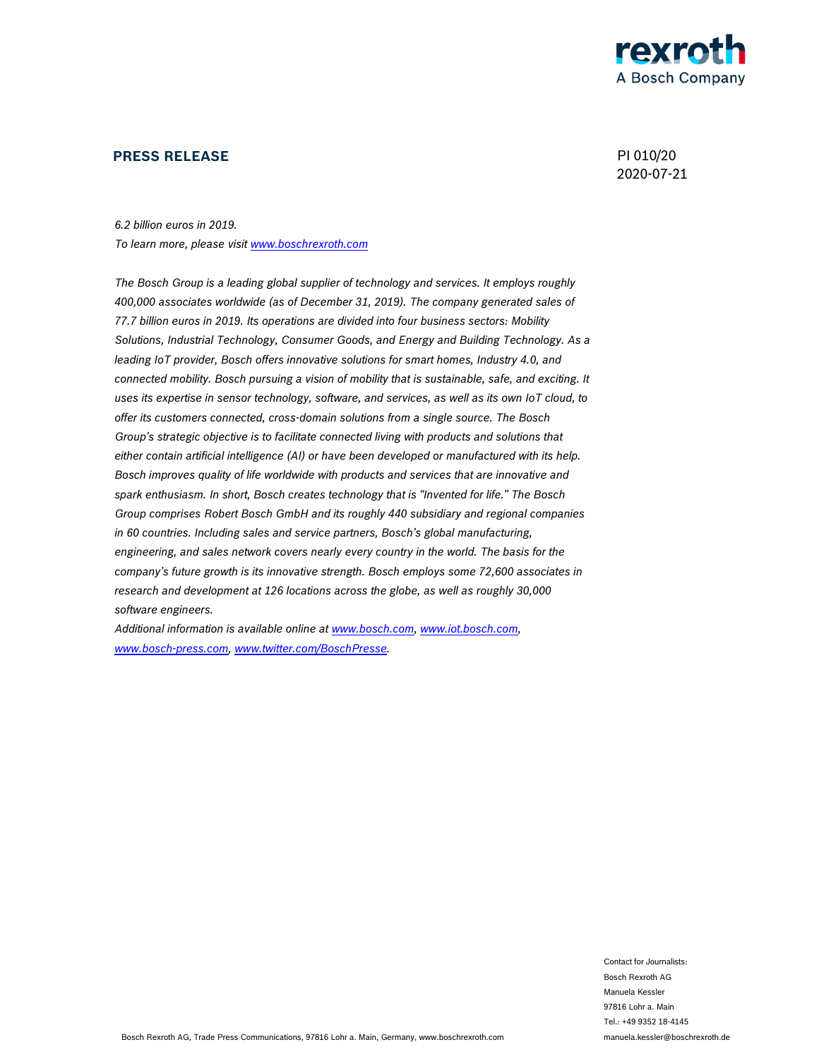*6.2 billion euros in 2019.*
*To learn more, please visit [www.boschrexroth.com](http://www.boschrexroth.com)*

*The Bosch Group is a leading global supplier of technology and services. It employs roughly 400,000 associates worldwide (as of December 31, 2019). The company generated sales of 77.7 billion euros in 2019. Its operations are divided into four business sectors: Mobility Solutions, Industrial Technology, Consumer Goods, and Energy and Building Technology. As a leading IoT provider, Bosch offers innovative solutions for smart homes, Industry 4.0, and connected mobility. Bosch pursuing a vision of mobility that is sustainable, safe, and exciting. It uses its expertise in sensor technology, software, and services, as well as its own IoT cloud, to offer its customers connected, cross-domain solutions from a single source. The Bosch Group's strategic objective is to facilitate connected living with products and solutions that either contain artificial intelligence (AI) or have been developed or manufactured with its help. Bosch improves quality of life worldwide with products and services that are innovative and spark enthusiasm. In short, Bosch creates technology that is "Invented for life." The Bosch Group comprises Robert Bosch GmbH and its roughly 440 subsidiary and regional companies in 60 countries. Including sales and service partners, Bosch's global manufacturing, engineering, and sales network covers nearly every country in the world. The basis for the company's future growth is its innovative strength. Bosch employs some 72,600 associates in research and development at 126 locations across the globe, as well as roughly 30,000 software engineers.*
*Additional information is available online at [www.bosch.com](http://www.bosch.com), [www.iot.bosch.com](http://www.iot.bosch.com), [www.bosch-press.com](http://www.bosch-press.com), [www.twitter.com/BoschPresse](http://www.twitter.com/BoschPresse).*

Contact for Journalists:
Bosch Rexroth AG
Manuela Kessler
97816 Lohr a. Main
Tel.: +49 9352 18-4145
manuela.kessler@boschrexroth.de